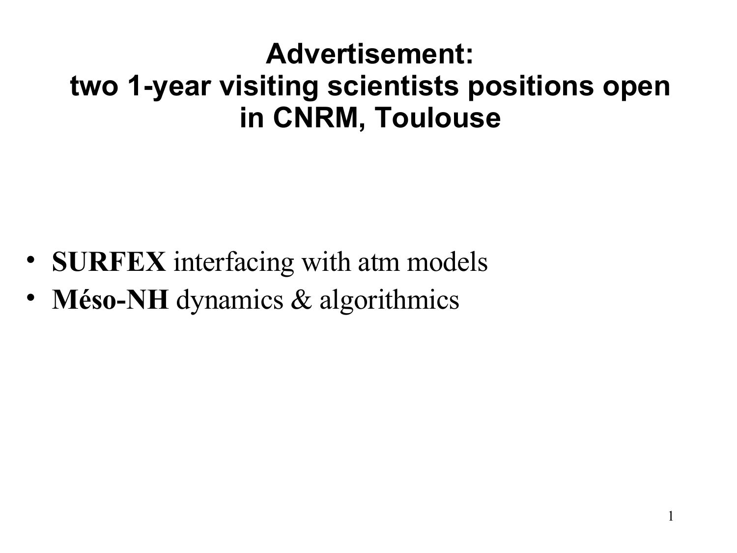# Advertisement: two 1-year visiting scientists positions open in CNRM, Toulouse

- **SURFEX** interfacing with atm models
- **Méso-NH** dynamics & algorithmics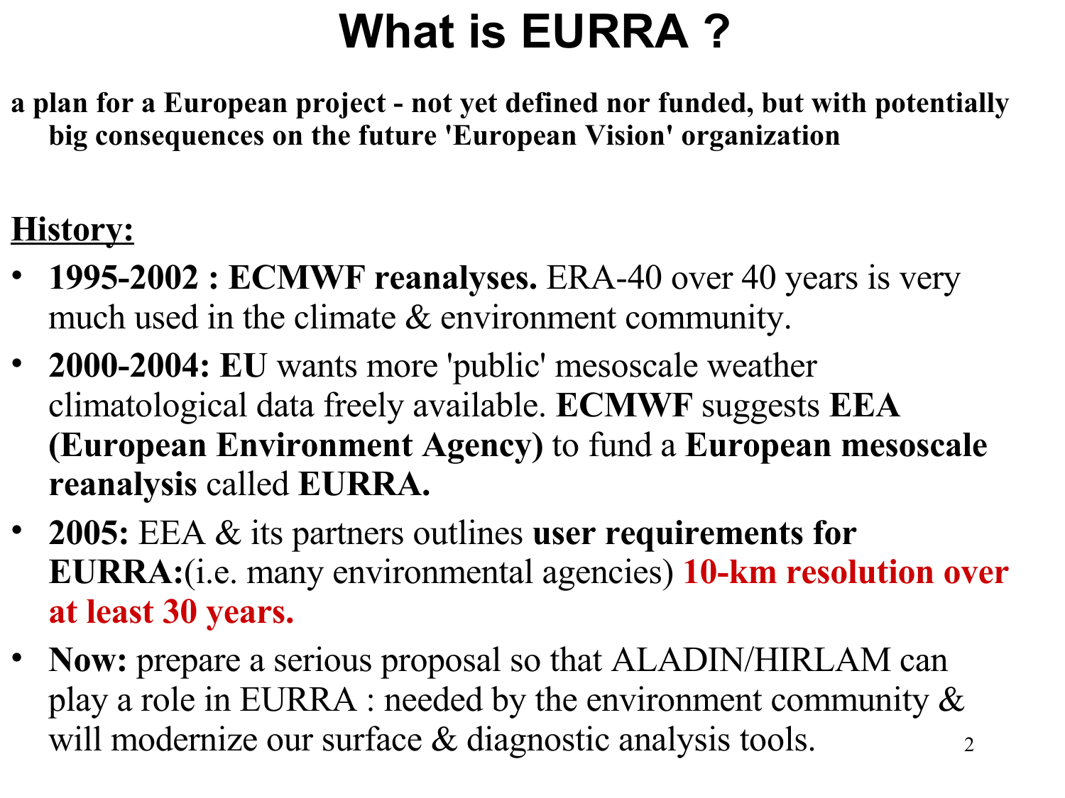# What is EURRA ?

**a plan for a European project - not yet defined nor funded, but with potentially big consequences on the future 'European Vision' organization**

**<u>History:</u>**

- **1995-2002 : ECMWF reanalyses.** ERA-40 over 40 years is very much used in the climate & environment community.
- **2000-2004: EU** wants more 'public' mesoscale weather climatological data freely available. **ECMWF** suggests **EEA (European Environment Agency)** to fund a **European mesoscale reanalysis** called **EURRA.**
- **2005:** EEA & its partners outlines **user requirements for EURRA:**(i.e. many environmental agencies) **10-km resolution over at least 30 years.**
- **Now:** prepare a serious proposal so that ALADIN/HIRLAM can play a role in EURRA : needed by the environment community & will modernize our surface & diagnostic analysis tools.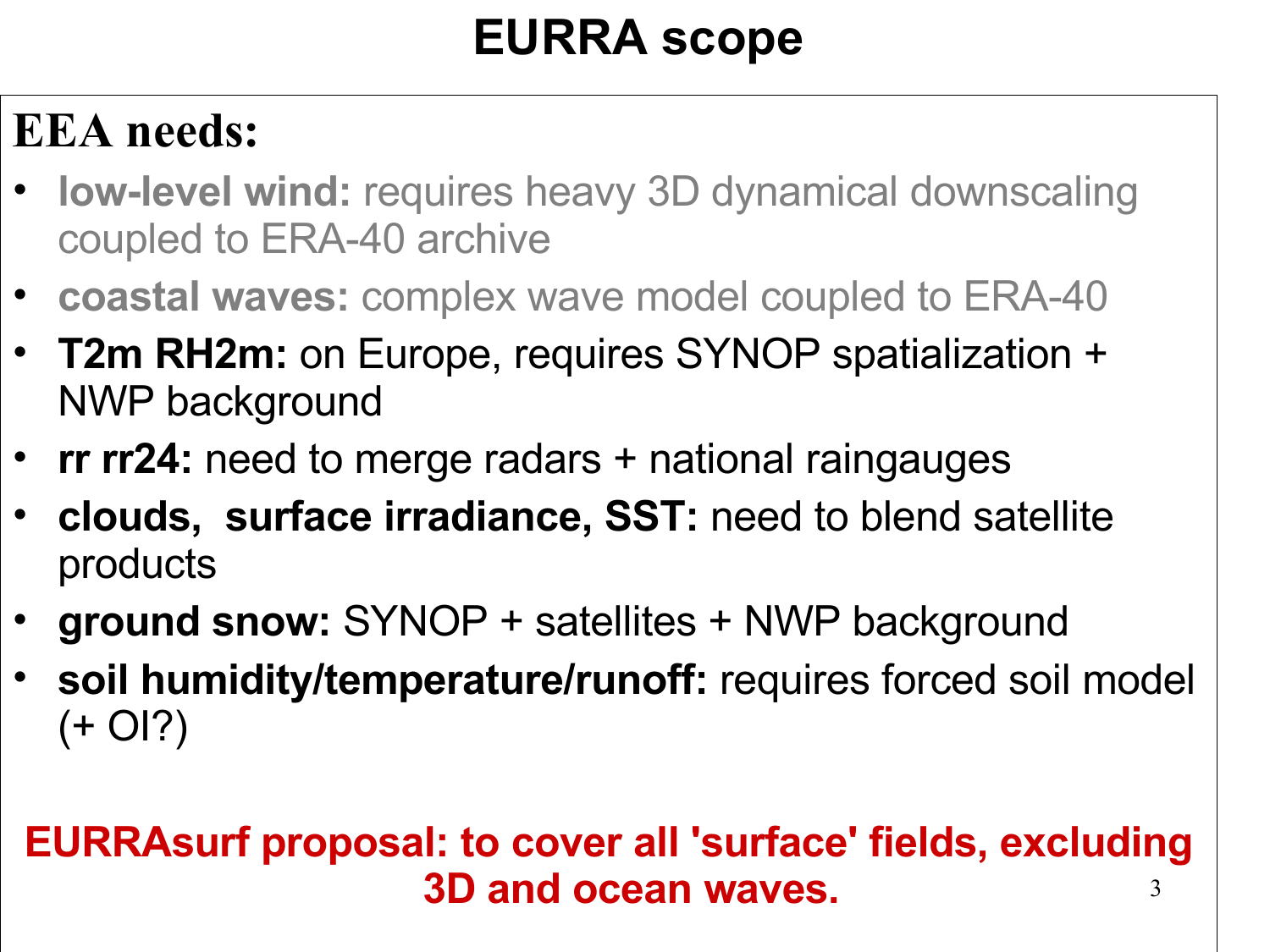# EURRA scope

## EEA needs:

- **low-level wind:** requires heavy 3D dynamical downscaling coupled to ERA-40 archive
- **coastal waves:** complex wave model coupled to ERA-40
- **T2m RH2m:** on Europe, requires SYNOP spatialization + NWP background
- **rr rr24:** need to merge radars + national raingauges
- **clouds, surface irradiance, SST:** need to blend satellite products
- **ground snow:** SYNOP + satellites + NWP background
- **soil humidity/temperature/runoff:** requires forced soil model (+ OI?)

**EURRAsurf proposal: to cover all 'surface' fields, excluding 3D and ocean waves.**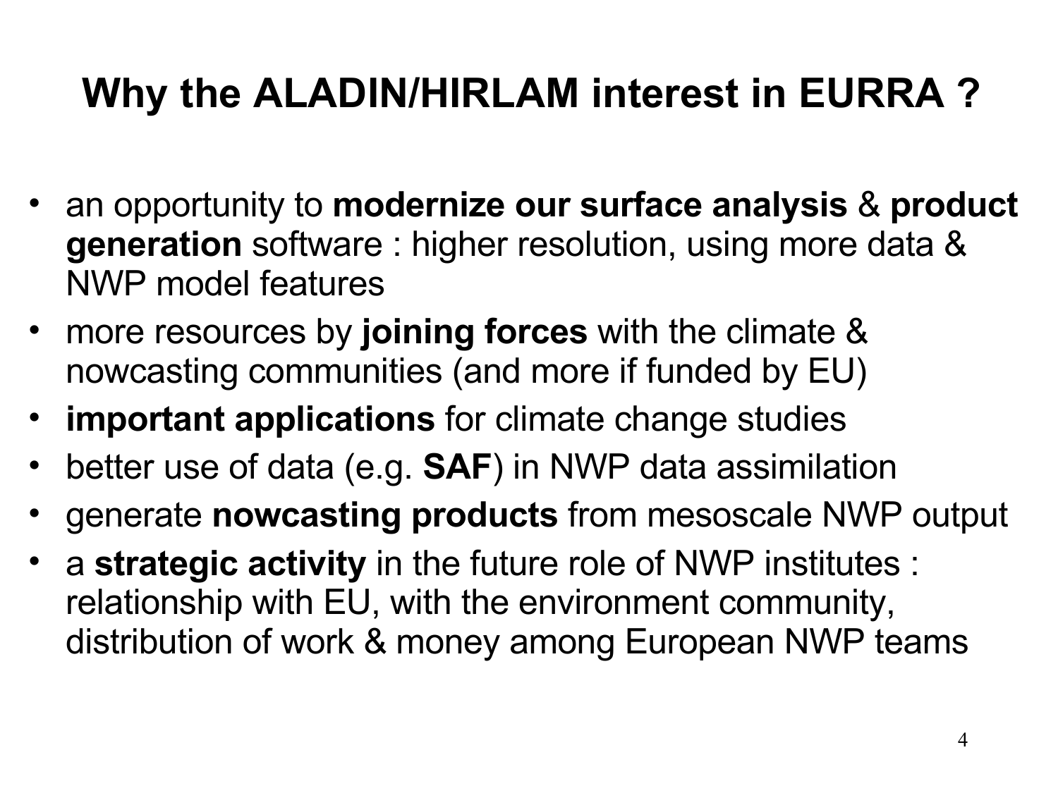# Why the ALADIN/HIRLAM interest in EURRA ?

- an opportunity to **modernize our surface analysis** & **product generation** software : higher resolution, using more data & NWP model features
- more resources by **joining forces** with the climate & nowcasting communities (and more if funded by EU)
- **important applications** for climate change studies
- better use of data (e.g. **SAF**) in NWP data assimilation
- generate **nowcasting products** from mesoscale NWP output
- a **strategic activity** in the future role of NWP institutes : relationship with EU, with the environment community, distribution of work & money among European NWP teams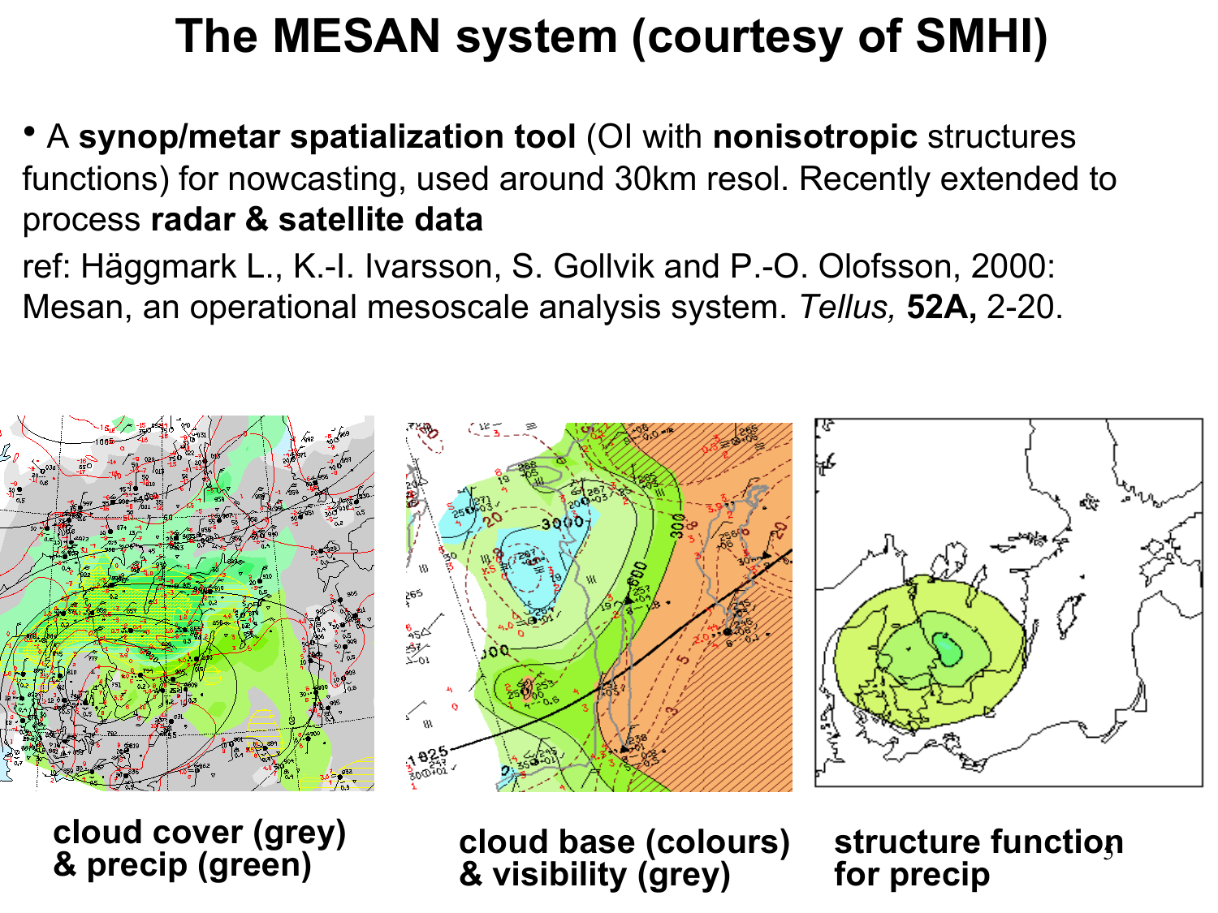# The MESAN system (courtesy of SMHI)

- A **synop/metar spatialization tool** (OI with **nonisotropic** structures functions) for nowcasting, used around 30km resol. Recently extended to process **radar & satellite data**

ref: Häggmark L., K.-I. Ivarsson, S. Gollvik and P.-O. Olofsson, 2000: Mesan, an operational mesoscale analysis system. *Tellus,* **52A,** 2-20.

**cloud cover (grey) & precip (green)**

**cloud base (colours) & visibility (grey)**

**structure function for precip**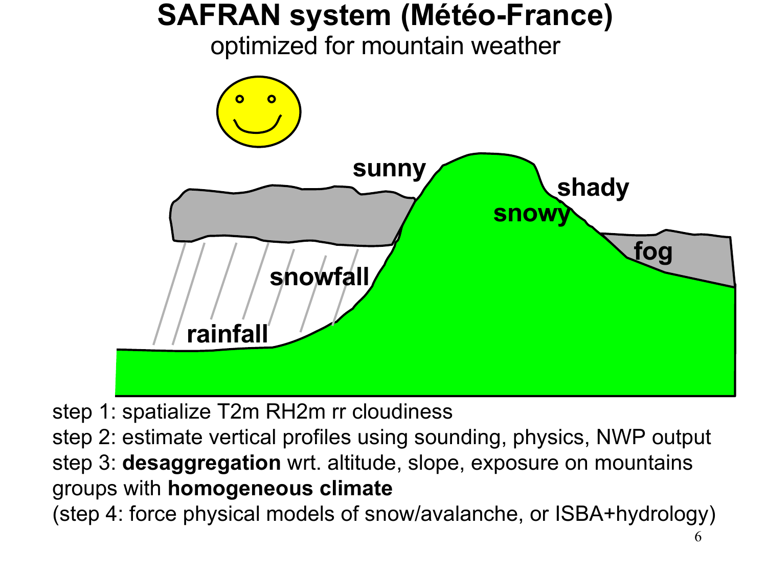# SAFRAN system (Météo-France)

optimized for mountain weather

sunny

shady

snowy

fog

snowfall

rainfall

step 1: spatialize T2m RH2m rr cloudiness

step 2: estimate vertical profiles using sounding, physics, NWP output

step 3: **desaggregation** wrt. altitude, slope, exposure on mountains groups with **homogeneous climate**

(step 4: force physical models of snow/avalanche, or ISBA+hydrology)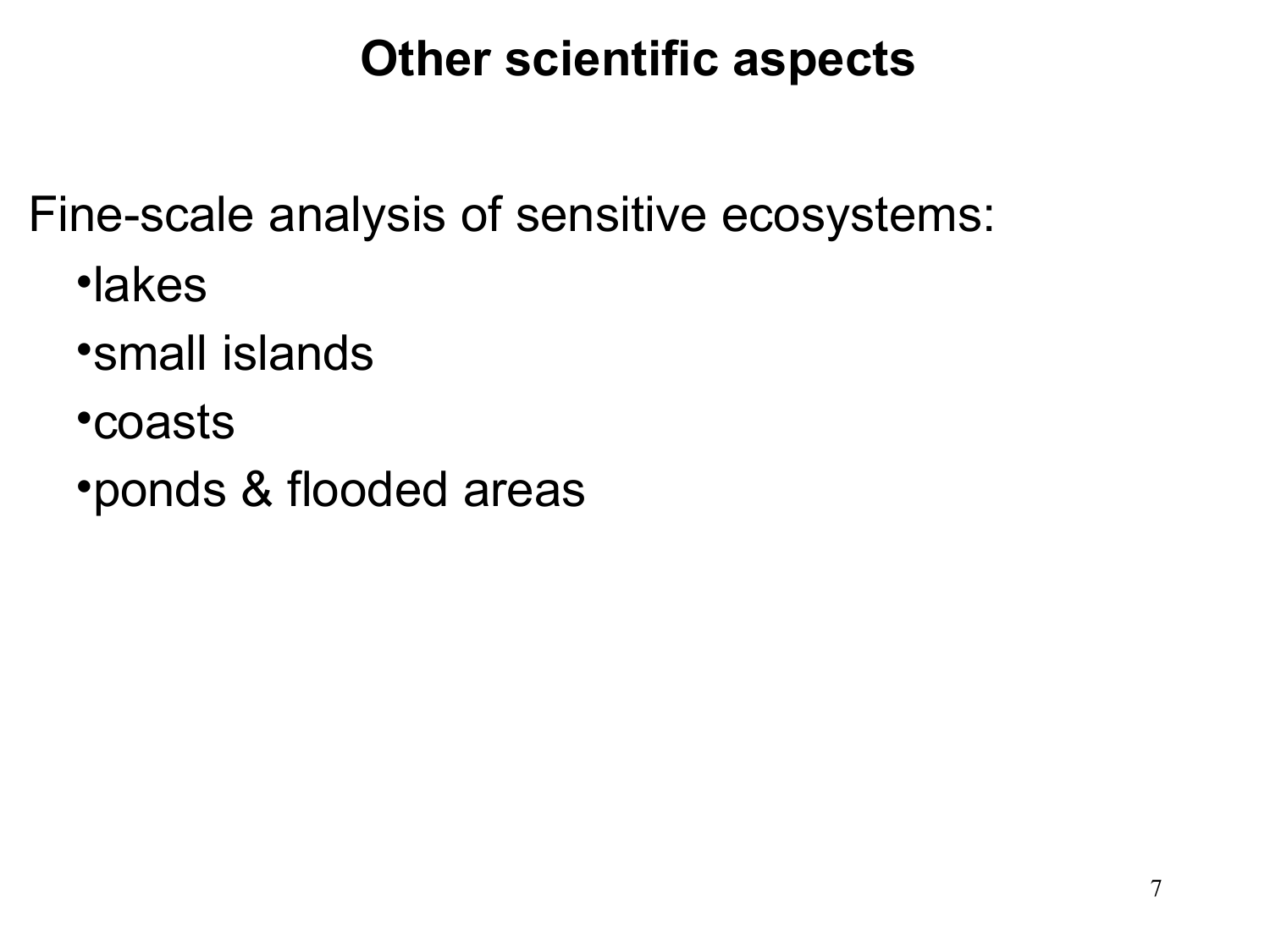# Other scientific aspects

Fine-scale analysis of sensitive ecosystems:

- lakes
- small islands
- coasts
- ponds & flooded areas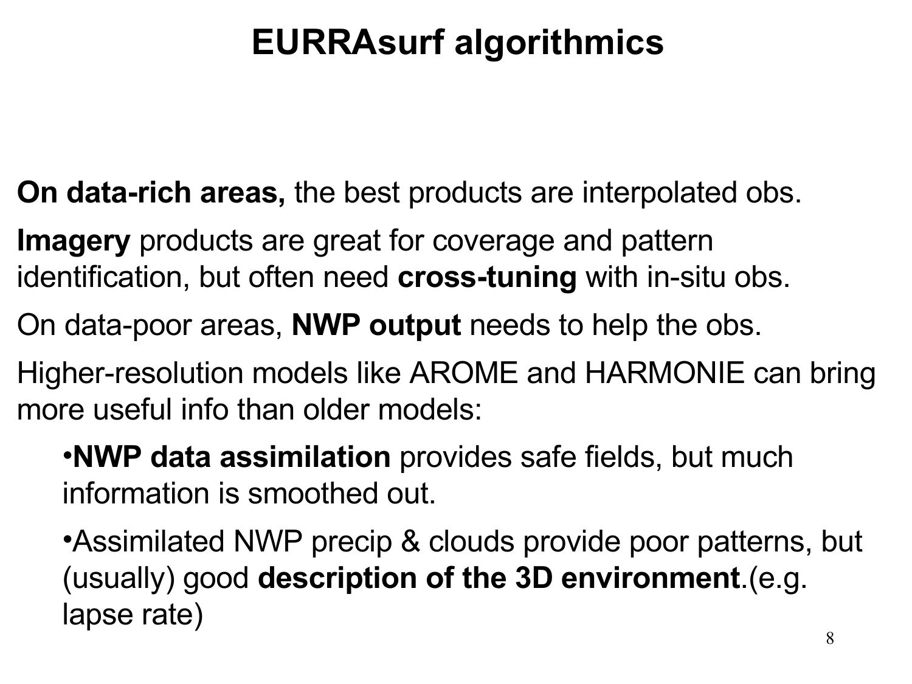# EURRAsurf algorithmics

**On data-rich areas,** the best products are interpolated obs.

**Imagery** products are great for coverage and pattern identification, but often need **cross-tuning** with in-situ obs.

On data-poor areas, **NWP output** needs to help the obs.

Higher-resolution models like AROME and HARMONIE can bring more useful info than older models:

- **NWP data assimilation** provides safe fields, but much information is smoothed out.
- Assimilated NWP precip & clouds provide poor patterns, but (usually) good **description of the 3D environment**.(e.g. lapse rate)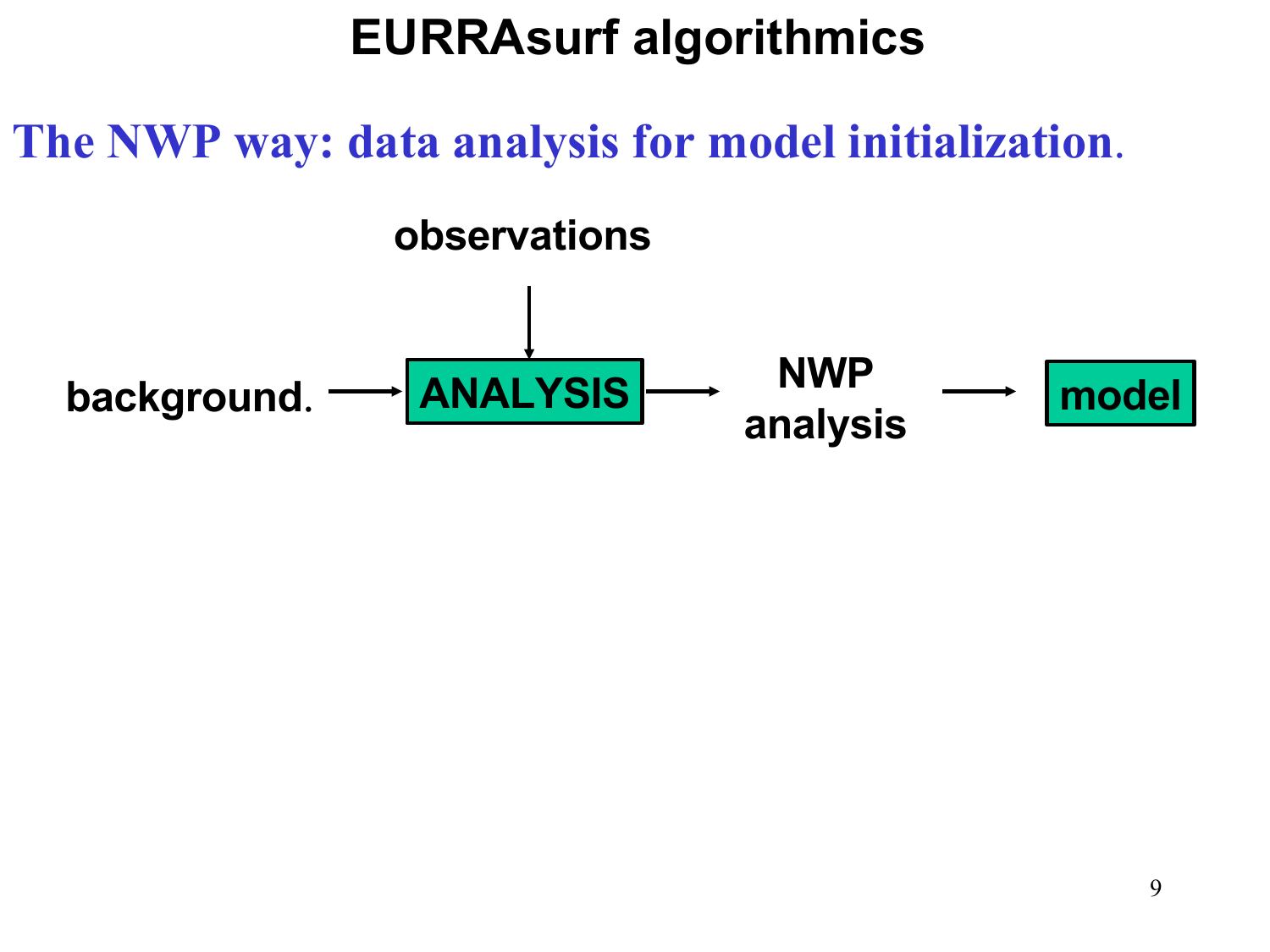# EURRAsurf algorithmics

## The NWP way: data analysis for model initialization.

observations

background. → **ANALYSIS** → NWP analysis → **model**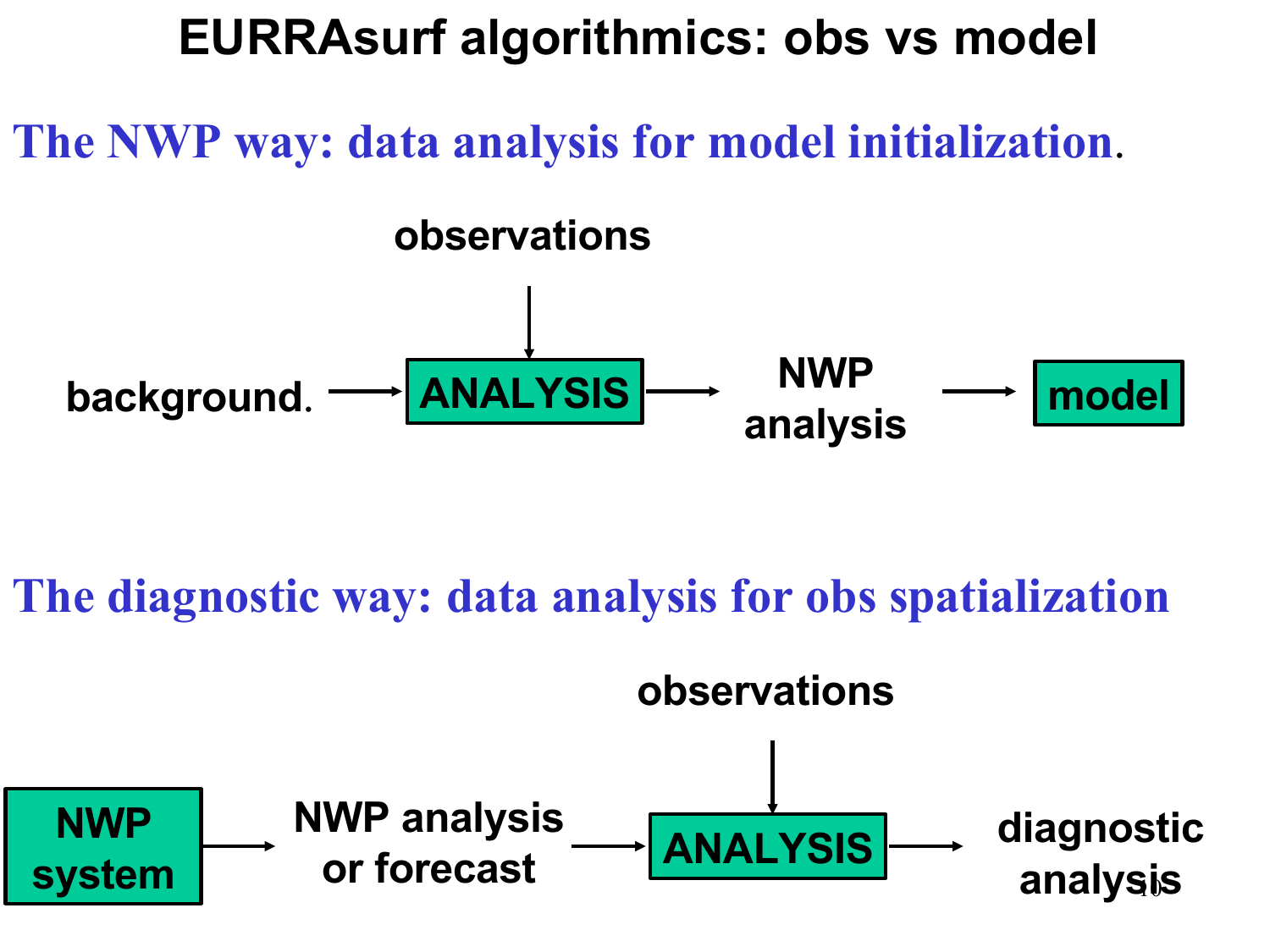# EURRAsurf algorithmics: obs vs model

## The NWP way: data analysis for model initialization.

observations

background. → **ANALYSIS** → NWP analysis → **model**

## The diagnostic way: data analysis for obs spatialization

observations

**NWP system** → NWP analysis or forecast → **ANALYSIS** → diagnostic analysis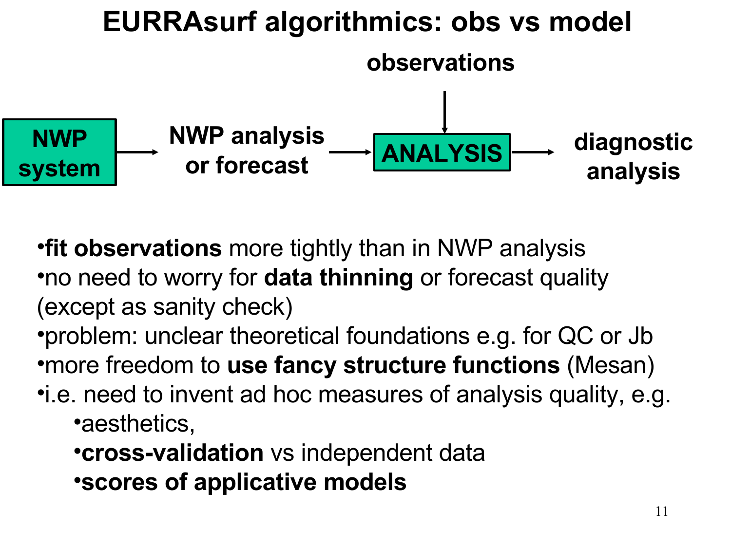# EURRAsurf algorithmics: obs vs model

**NWP system** → **NWP analysis or forecast** → **ANALYSIS** → **diagnostic analysis**

**observations** → **ANALYSIS**

- **fit observations** more tightly than in NWP analysis
- no need to worry for **data thinning** or forecast quality (except as sanity check)
- problem: unclear theoretical foundations e.g. for QC or Jb
- more freedom to **use fancy structure functions** (Mesan)
- i.e. need to invent ad hoc measures of analysis quality, e.g.
    - aesthetics,
    - **cross-validation** vs independent data
    - **scores of applicative models**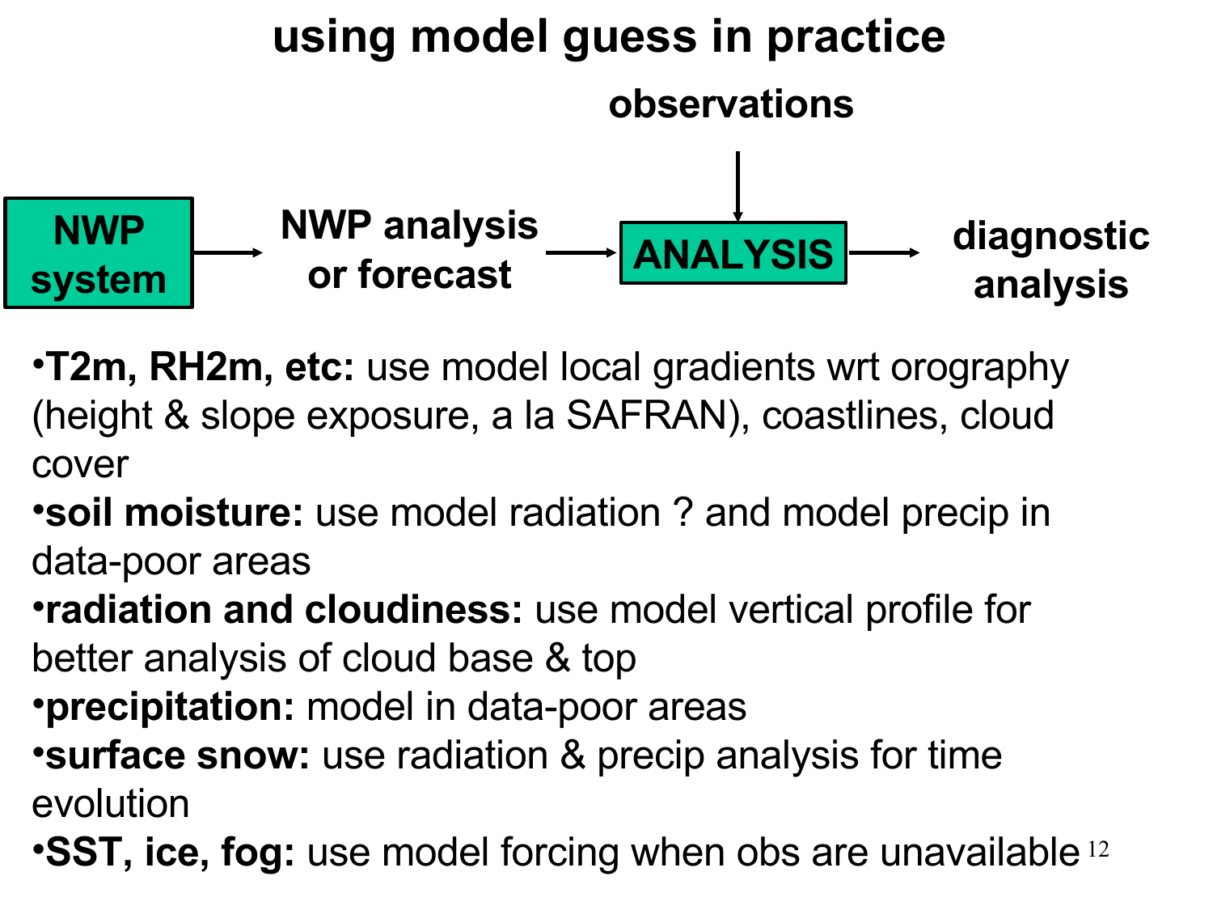# using model guess in practice

NWP system → NWP analysis or forecast → ANALYSIS (← observations) → diagnostic analysis

- **T2m, RH2m, etc:** use model local gradients wrt orography (height & slope exposure, a la SAFRAN), coastlines, cloud cover
- **soil moisture:** use model radiation ? and model precip in data-poor areas
- **radiation and cloudiness:** use model vertical profile for better analysis of cloud base & top
- **precipitation:** model in data-poor areas
- **surface snow:** use radiation & precip analysis for time evolution
- **SST, ice, fog:** use model forcing when obs are unavailable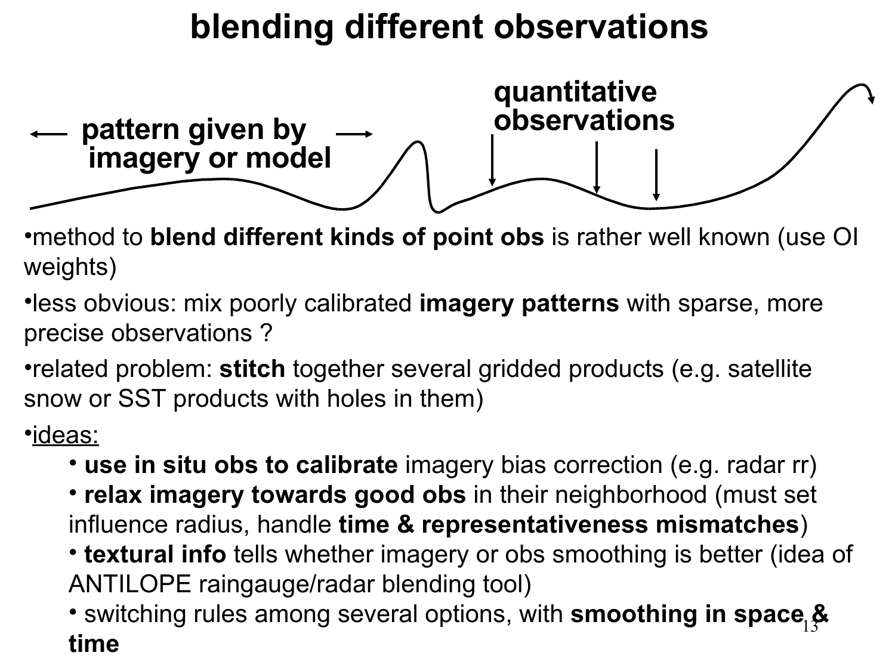# blending different observations

← pattern given by imagery or model →

quantitative observations

- method to **blend different kinds of point obs** is rather well known (use OI weights)
- less obvious: mix poorly calibrated **imagery patterns** with sparse, more precise observations ?
- related problem: **stitch** together several gridded products (e.g. satellite snow or SST products with holes in them)
- <u>ideas:</u>
  - **use in situ obs to calibrate** imagery bias correction (e.g. radar rr)
  - **relax imagery towards good obs** in their neighborhood (must set influence radius, handle **time & representativeness mismatches**)
  - **textural info** tells whether imagery or obs smoothing is better (idea of ANTILOPE raingauge/radar blending tool)
  - switching rules among several options, with **smoothing in space & time**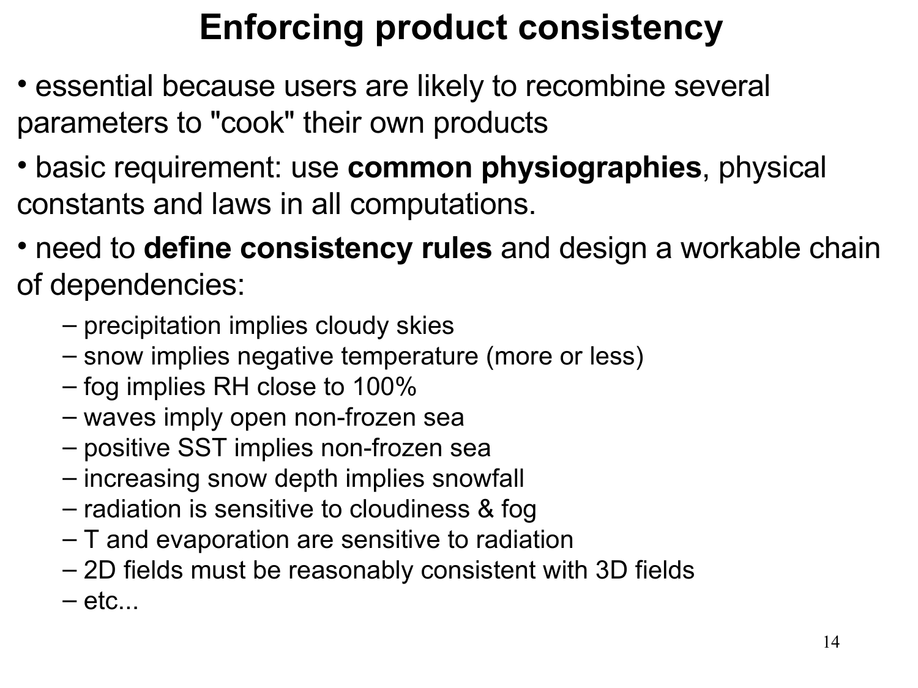# Enforcing product consistency

- essential because users are likely to recombine several parameters to "cook" their own products
- basic requirement: use **common physiographies**, physical constants and laws in all computations.
- need to **define consistency rules** and design a workable chain of dependencies:
  - precipitation implies cloudy skies
  - snow implies negative temperature (more or less)
  - fog implies RH close to 100%
  - waves imply open non-frozen sea
  - positive SST implies non-frozen sea
  - increasing snow depth implies snowfall
  - radiation is sensitive to cloudiness & fog
  - T and evaporation are sensitive to radiation
  - 2D fields must be reasonably consistent with 3D fields
  - etc...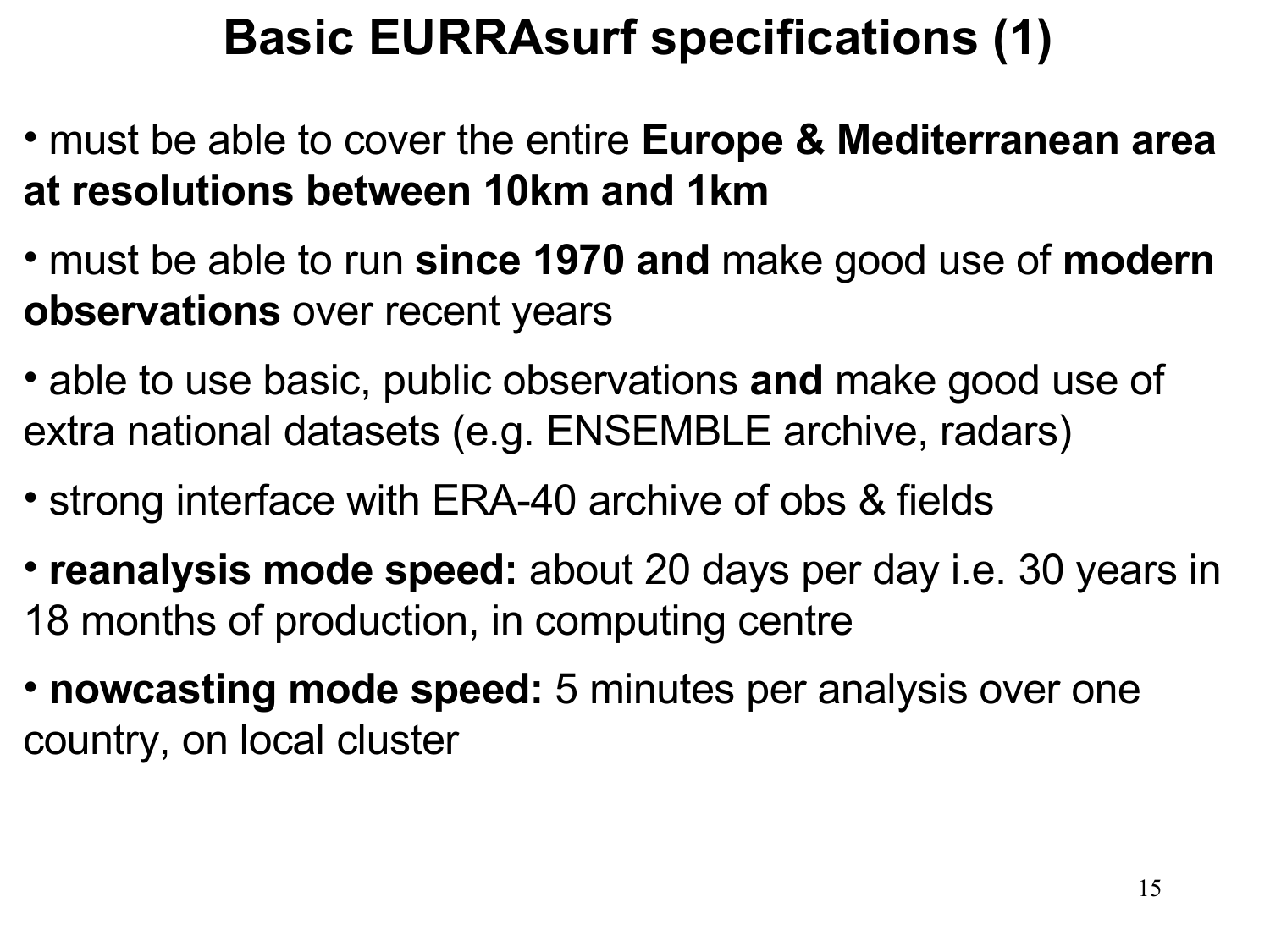# Basic EURRAsurf specifications (1)

- must be able to cover the entire **Europe & Mediterranean area at resolutions between 10km and 1km**
- must be able to run **since 1970 and** make good use of **modern observations** over recent years
- able to use basic, public observations **and** make good use of extra national datasets (e.g. ENSEMBLE archive, radars)
- strong interface with ERA-40 archive of obs & fields
- **reanalysis mode speed:** about 20 days per day i.e. 30 years in 18 months of production, in computing centre
- **nowcasting mode speed:** 5 minutes per analysis over one country, on local cluster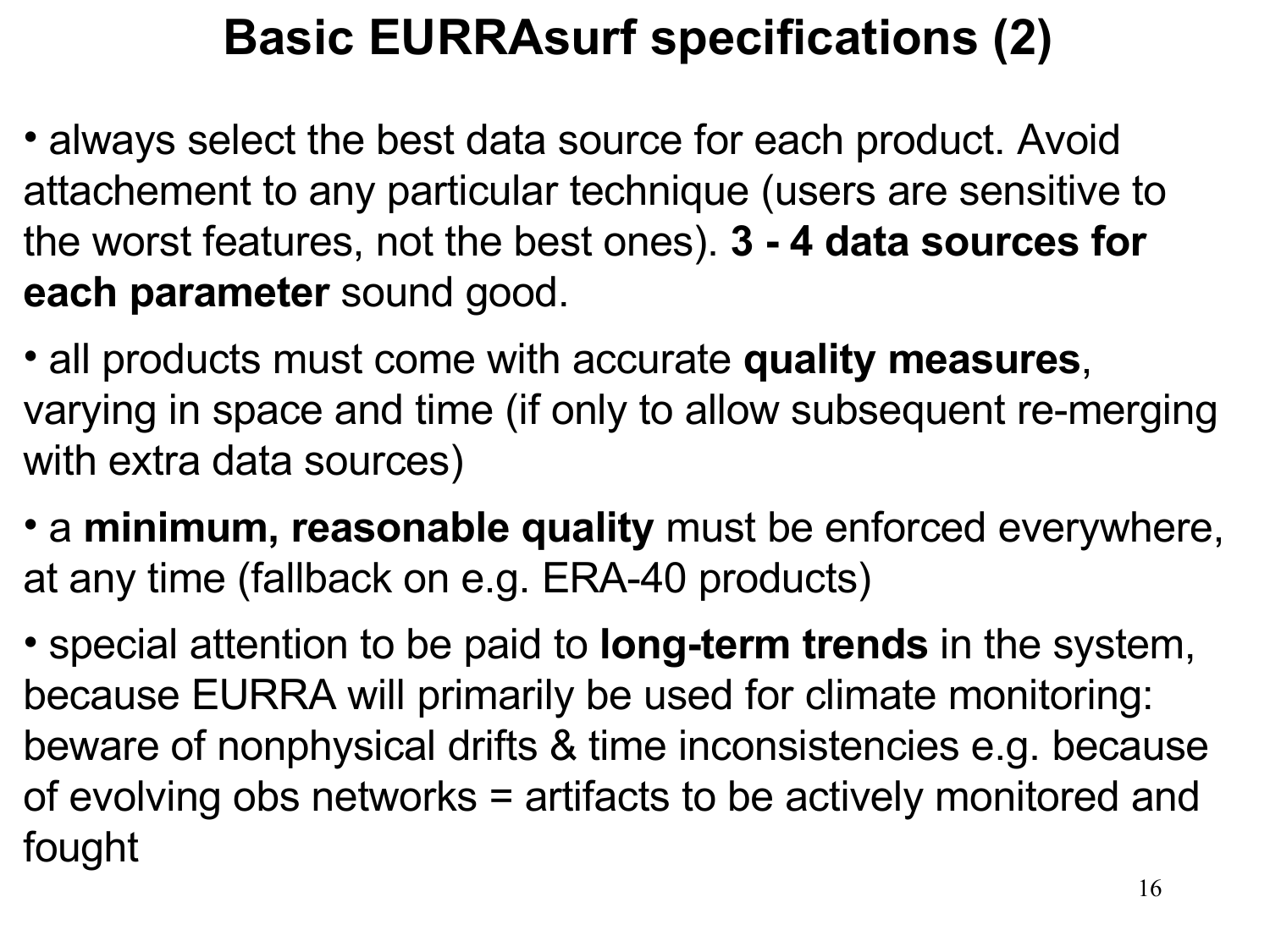# Basic EURRAsurf specifications (2)

- always select the best data source for each product. Avoid attachement to any particular technique (users are sensitive to the worst features, not the best ones). **3 - 4 data sources for each parameter** sound good.
- all products must come with accurate **quality measures**, varying in space and time (if only to allow subsequent re-merging with extra data sources)
- a **minimum, reasonable quality** must be enforced everywhere, at any time (fallback on e.g. ERA-40 products)
- special attention to be paid to **long-term trends** in the system, because EURRA will primarily be used for climate monitoring: beware of nonphysical drifts & time inconsistencies e.g. because of evolving obs networks = artifacts to be actively monitored and fought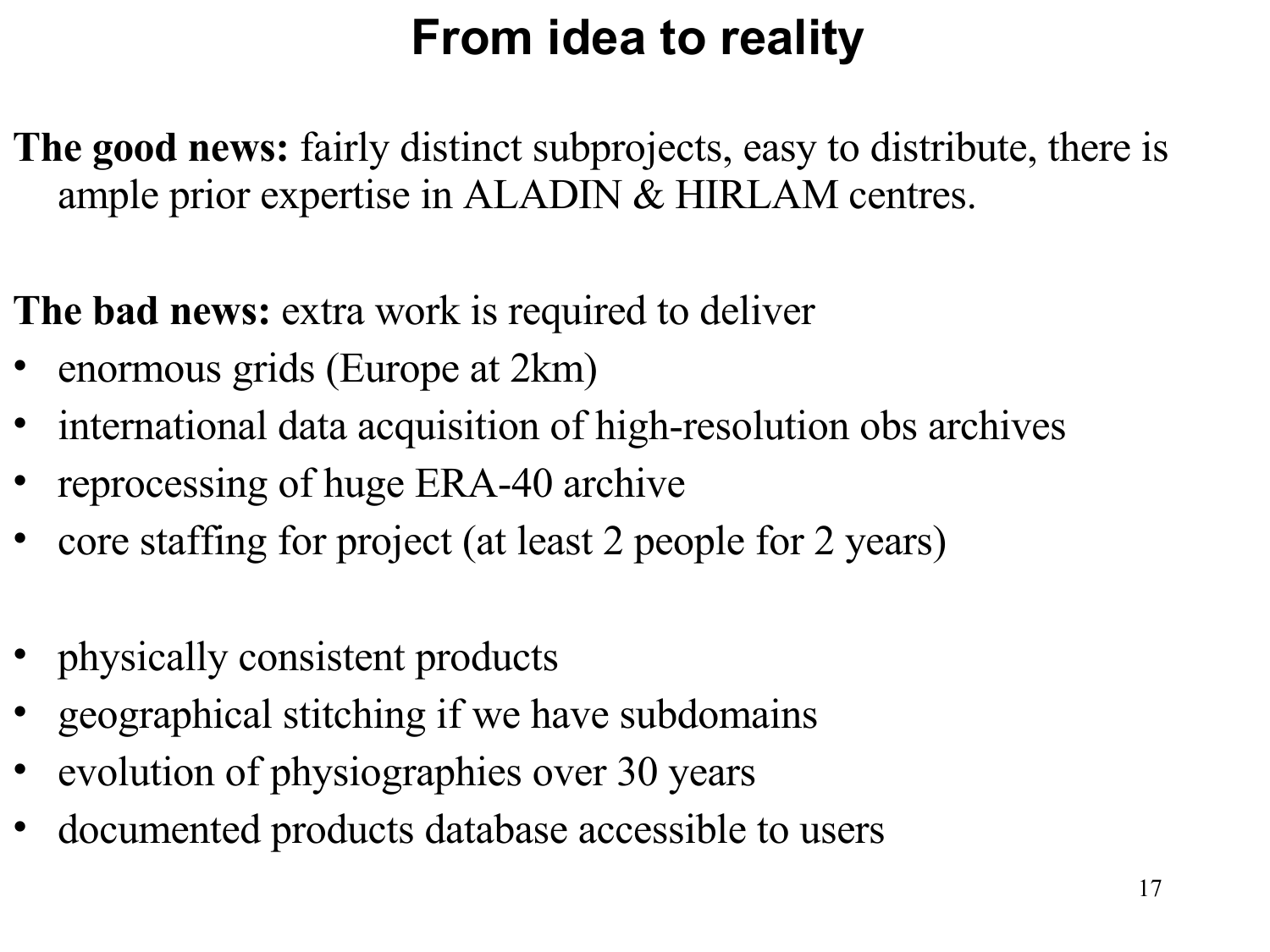# From idea to reality

**The good news:** fairly distinct subprojects, easy to distribute, there is ample prior expertise in ALADIN & HIRLAM centres.

**The bad news:** extra work is required to deliver

- enormous grids (Europe at 2km)
- international data acquisition of high-resolution obs archives
- reprocessing of huge ERA-40 archive
- core staffing for project (at least 2 people for 2 years)

- physically consistent products
- geographical stitching if we have subdomains
- evolution of physiographies over 30 years
- documented products database accessible to users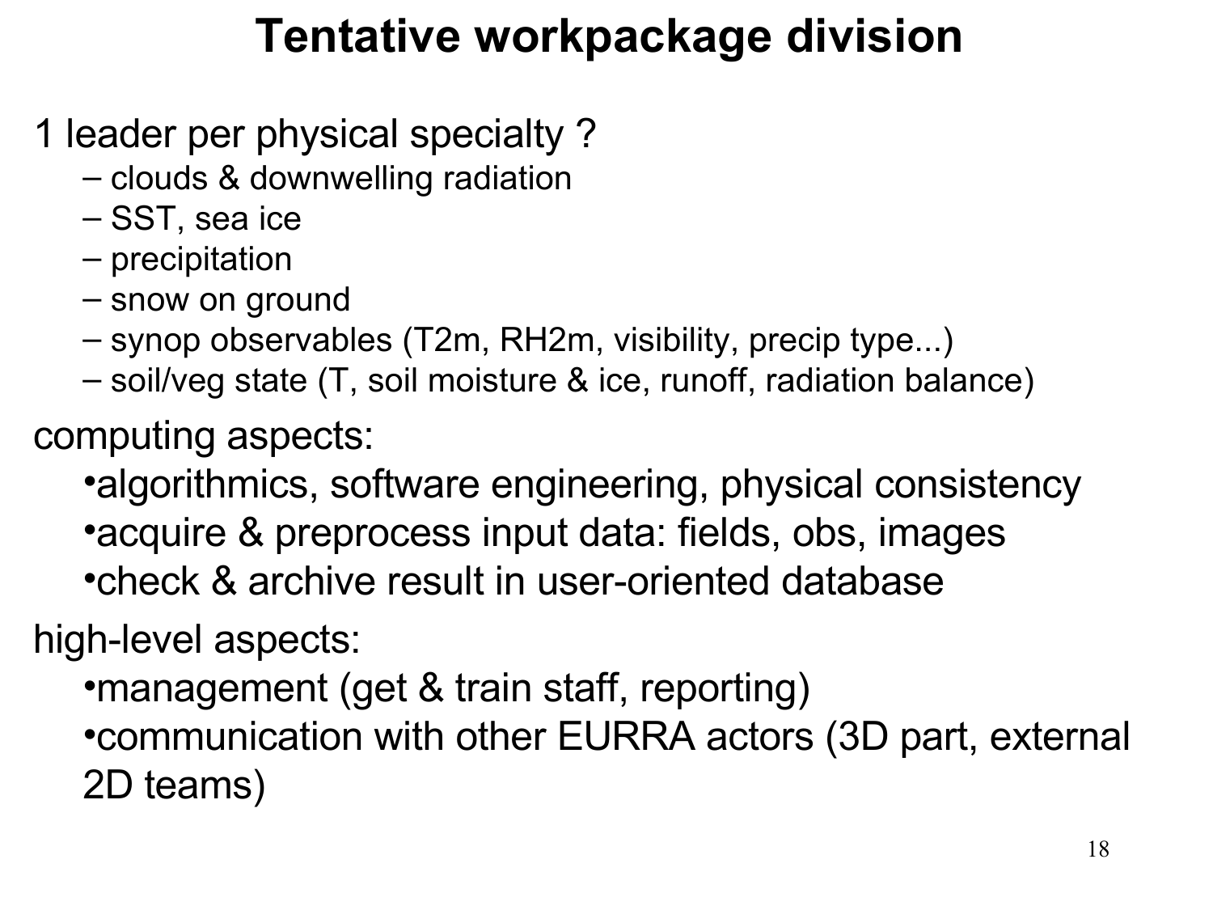# Tentative workpackage division

1 leader per physical specialty ?

- clouds & downwelling radiation
- SST, sea ice
- precipitation
- snow on ground
- synop observables (T2m, RH2m, visibility, precip type...)
- soil/veg state (T, soil moisture & ice, runoff, radiation balance)

computing aspects:

- algorithmics, software engineering, physical consistency
- acquire & preprocess input data: fields, obs, images
- check & archive result in user-oriented database

high-level aspects:

- management (get & train staff, reporting)
- communication with other EURRA actors (3D part, external 2D teams)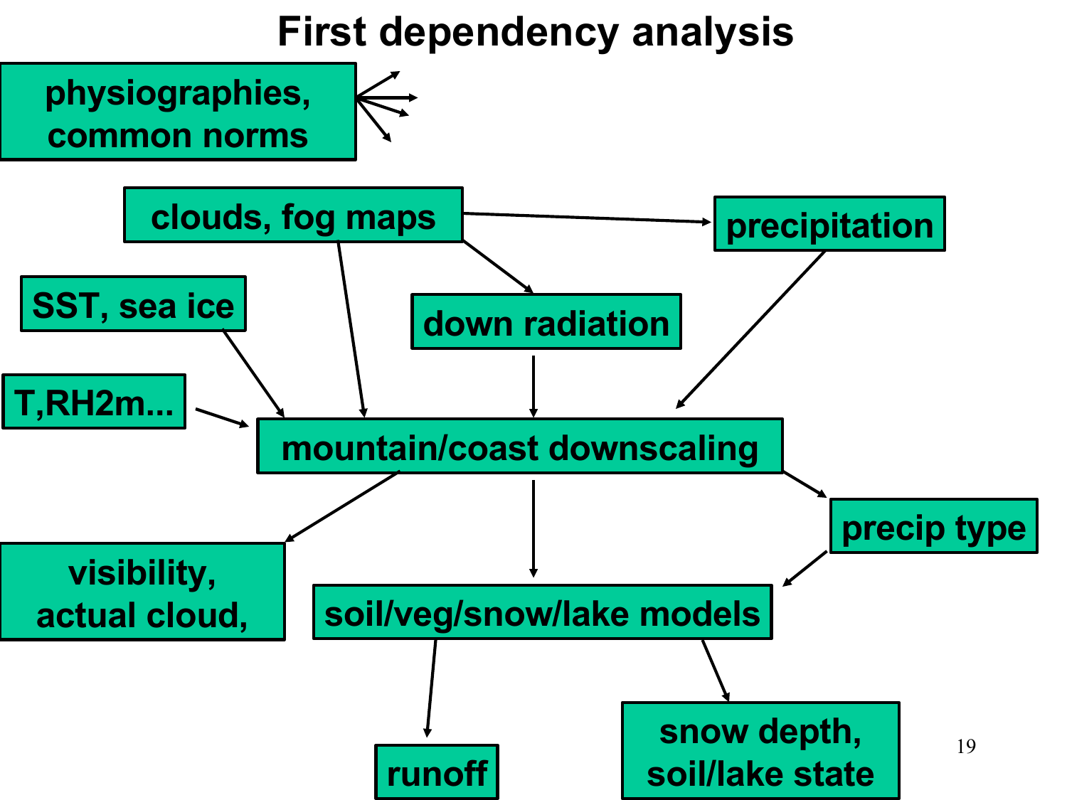# First dependency analysis

- physiographies, common norms
- clouds, fog maps
- precipitation
- SST, sea ice
- down radiation
- T,RH2m...
- mountain/coast downscaling
- precip type
- visibility, actual cloud,
- soil/veg/snow/lake models
- runoff
- snow depth, soil/lake state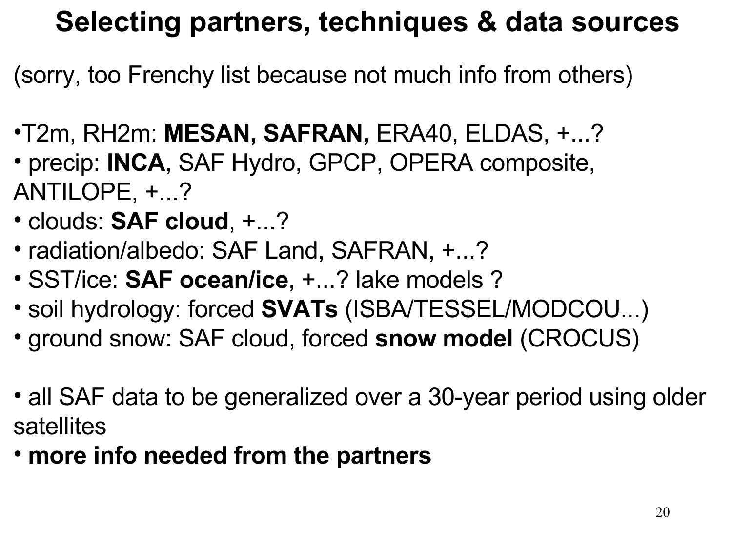# Selecting partners, techniques & data sources

(sorry, too Frenchy list because not much info from others)

- T2m, RH2m: **MESAN, SAFRAN,** ERA40, ELDAS, +...?
- precip: **INCA**, SAF Hydro, GPCP, OPERA composite, ANTILOPE, +...?
- clouds: **SAF cloud**, +...?
- radiation/albedo: SAF Land, SAFRAN, +...?
- SST/ice: **SAF ocean/ice**, +...? lake models ?
- soil hydrology: forced **SVATs** (ISBA/TESSEL/MODCOU...)
- ground snow: SAF cloud, forced **snow model** (CROCUS)

- all SAF data to be generalized over a 30-year period using older satellites
- **more info needed from the partners**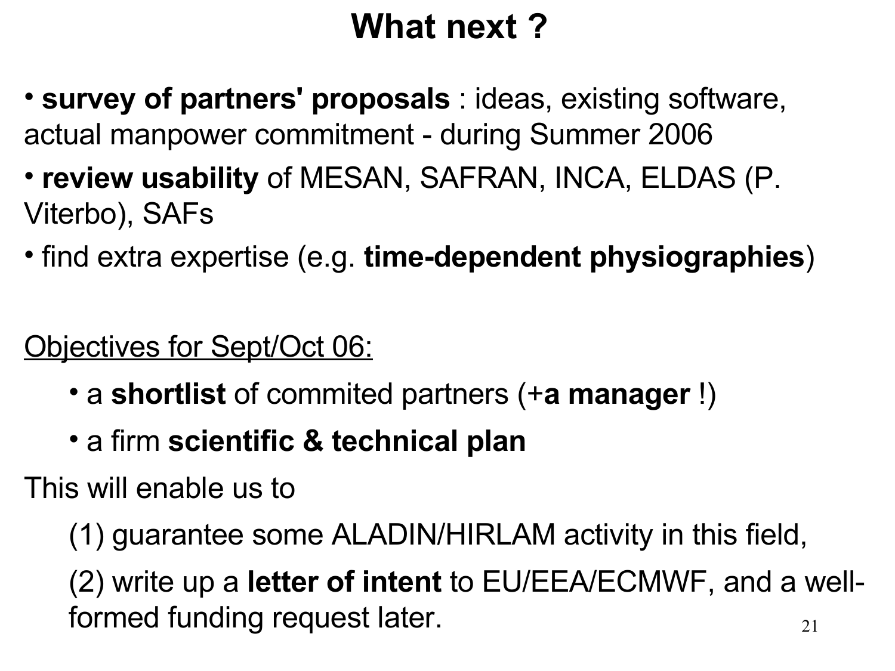# What next ?

- **survey of partners' proposals** : ideas, existing software, actual manpower commitment - during Summer 2006
- **review usability** of MESAN, SAFRAN, INCA, ELDAS (P. Viterbo), SAFs
- find extra expertise (e.g. **time-dependent physiographies**)

<u>Objectives for Sept/Oct 06:</u>

- a **shortlist** of commited partners (+**a manager** !)
- a firm **scientific & technical plan**

This will enable us to

(1) guarantee some ALADIN/HIRLAM activity in this field,

(2) write up a **letter of intent** to EU/EEA/ECMWF, and a well-formed funding request later.